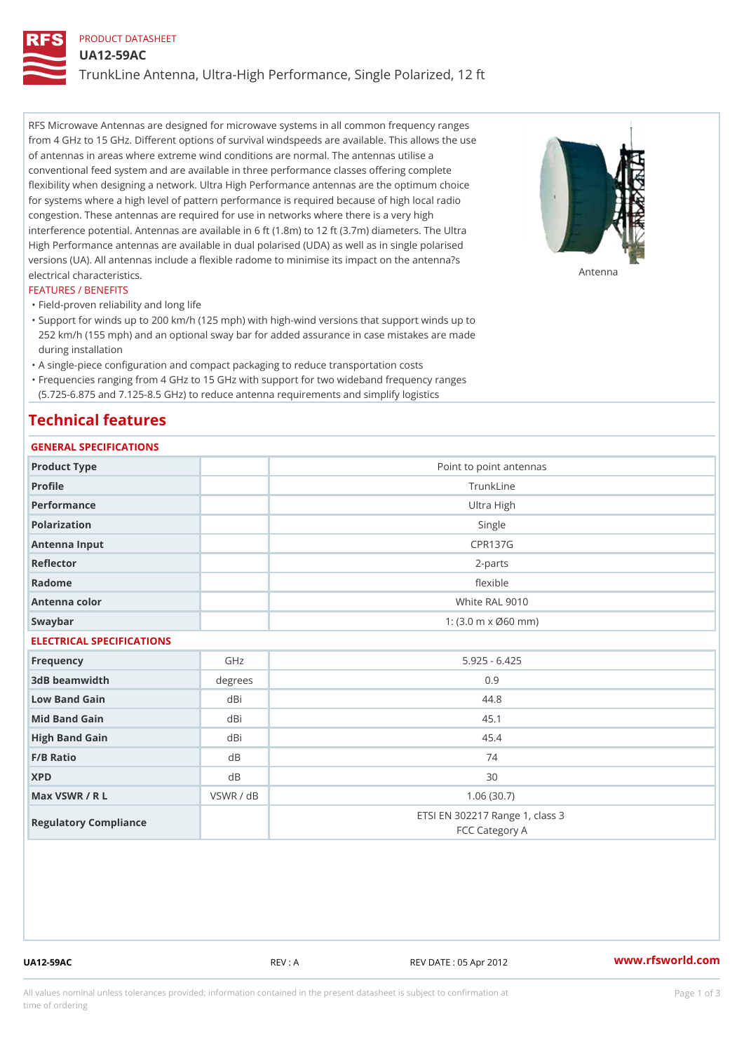PRODUCT DATASHEET

# UA12-59AC

## TrunkLine Antenna, Ultra-High Performance, Single Polarized, 12 ft

RFS Microwave Antennas are designed for microwave systems in all common frequency ranges from 4 GHz to 15 GHz. Different options of survival windspeeds are available. This allows the use of antennas in areas where extreme wind conditions are normal. The antennas utilise a conventional feed system and are available in three performance classes offering complete flexibility when designing a network. Ultra High Performance antennas are the optimum choice for systems where a high level of pattern performance is required because of high local radio congestion. These antennas are required for use in networks where there is a very high interference potential. Antennas are available in 6 ft (1.8m) to 12 ft (3.7m) diameters. The Ultra High Performance antennas are available in dual polarised (UDA) as well as in single polarised versions (UA). All antennas include a flexible radome to minimise its impact on the antenna?s electrical characteristics.

Antenna

FEATURES / BENEFITS

- Field-proven reliability and long life
- Support for winds up to 200 km/h (125 mph) with high-wind versions that support winds up to 252 km/h (155 mph) and an optional sway bar for added assurance in case mistakes are made during installation
- A single-piece configuration and compact packaging to reduce transportation costs
- Frequencies ranging from 4 GHz to 15 GHz with support for two wideband frequency ranges (5.725-6.875 and 7.125-8.5 GHz) to reduce antenna requirements and simplify logistics

# Technical features

GENERAL SPECIFICATIONS

| | | |
|---|---|---|
| Product Type | | Point to point antennas |
| Profile | | TrunkLine |
| Performance | | Ultra High |
| Polarization | | Single |
| Antenna Input | | CPR137G |
| Reflector | | 2-parts |
| Radome | | flexible |
| Antenna color | | White RAL 9010 |
| Swaybar | | 1: (3.0 m x Ø60 mm) |

ELECTRICAL SPECIFICATIONS

| | | |
|---|---|---|
| Frequency | GHz | 5.925 - 6.425 |
| 3dB beamwidth | degrees | 0.9 |
| Low Band Gain | dBi | 44.8 |
| Mid Band Gain | dBi | 45.1 |
| High Band Gain | dBi | 45.4 |
| F/B Ratio | dB | 74 |
| XPD | dB | 30 |
| Max VSWR / R L | VSWR / dB | 1.06 (30.7) |
| Regulatory Compliance | | ETSI EN 302217 Range 1, class 3<br>FCC Category A |

UA12-59AC REV : A REV DATE : 05 Apr 2012 www.rfsworld.com

All values nominal unless tolerances provided; information contained in the present datasheet is subject to confirmation at time of ordering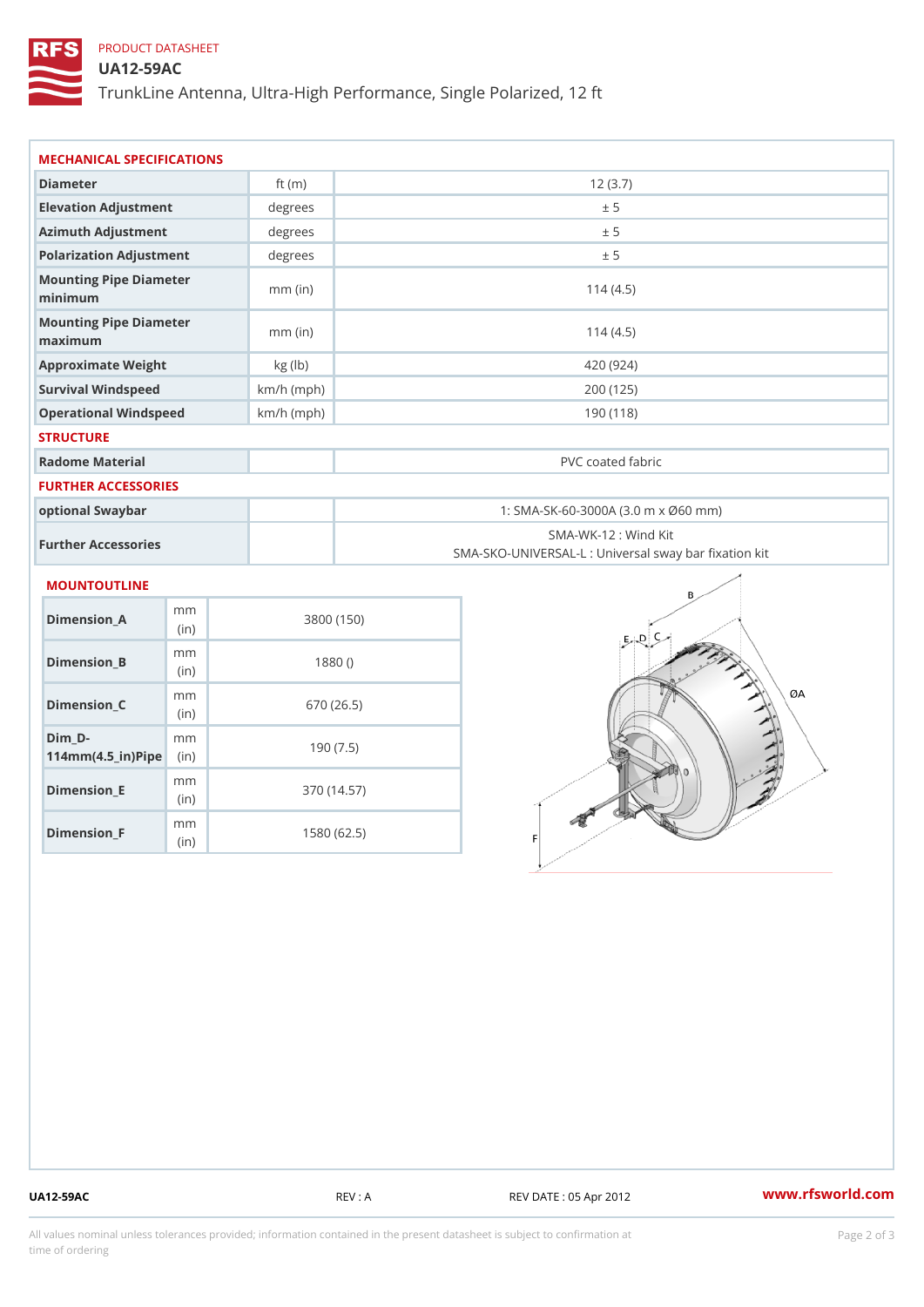PRODUCT DATASHEET

# UA12-59AC

TrunkLine Antenna, Ultra-High Performance, Single Polarized, 12 ft

## MECHANICAL SPECIFICATIONS

| | | |
|---|---|---|
| Diameter | ft (m) | 12 (3.7) |
| Elevation Adjustment | degrees | ± 5 |
| Azimuth Adjustment | degrees | ± 5 |
| Polarization Adjustment | degrees | ± 5 |
| Mounting Pipe Diameter minimum | mm (in) | 114 (4.5) |
| Mounting Pipe Diameter maximum | mm (in) | 114 (4.5) |
| Approximate Weight | kg (lb) | 420 (924) |
| Survival Windspeed | km/h (mph) | 200 (125) |
| Operational Windspeed | km/h (mph) | 190 (118) |

## STRUCTURE

| | | |
|---|---|---|
| Radome Material | | PVC coated fabric |

## FURTHER ACCESSORIES

| | | |
|---|---|---|
| optional Swaybar | | 1: SMA-SK-60-3000A (3.0 m x Ø60 mm) |
| Further Accessories | | SMA-WK-12 : Wind Kit<br>SMA-SKO-UNIVERSAL-L : Universal sway bar fixation kit |

## MOUNTOUTLINE

| | | |
|---|---|---|
| Dimension_A | mm (in) | 3800 (150) |
| Dimension_B | mm (in) | 1880 () |
| Dimension_C | mm (in) | 670 (26.5) |
| Dim_D-114mm(4.5_in)Pipe | mm (in) | 190 (7.5) |
| Dimension_E | mm (in) | 370 (14.57) |
| Dimension_F | mm (in) | 1580 (62.5) |

UA12-59AC REV : A REV DATE : 05 Apr 2012 www.rfsworld.com

All values nominal unless tolerances provided; information contained in the present datasheet is subject to confirmation at time of ordering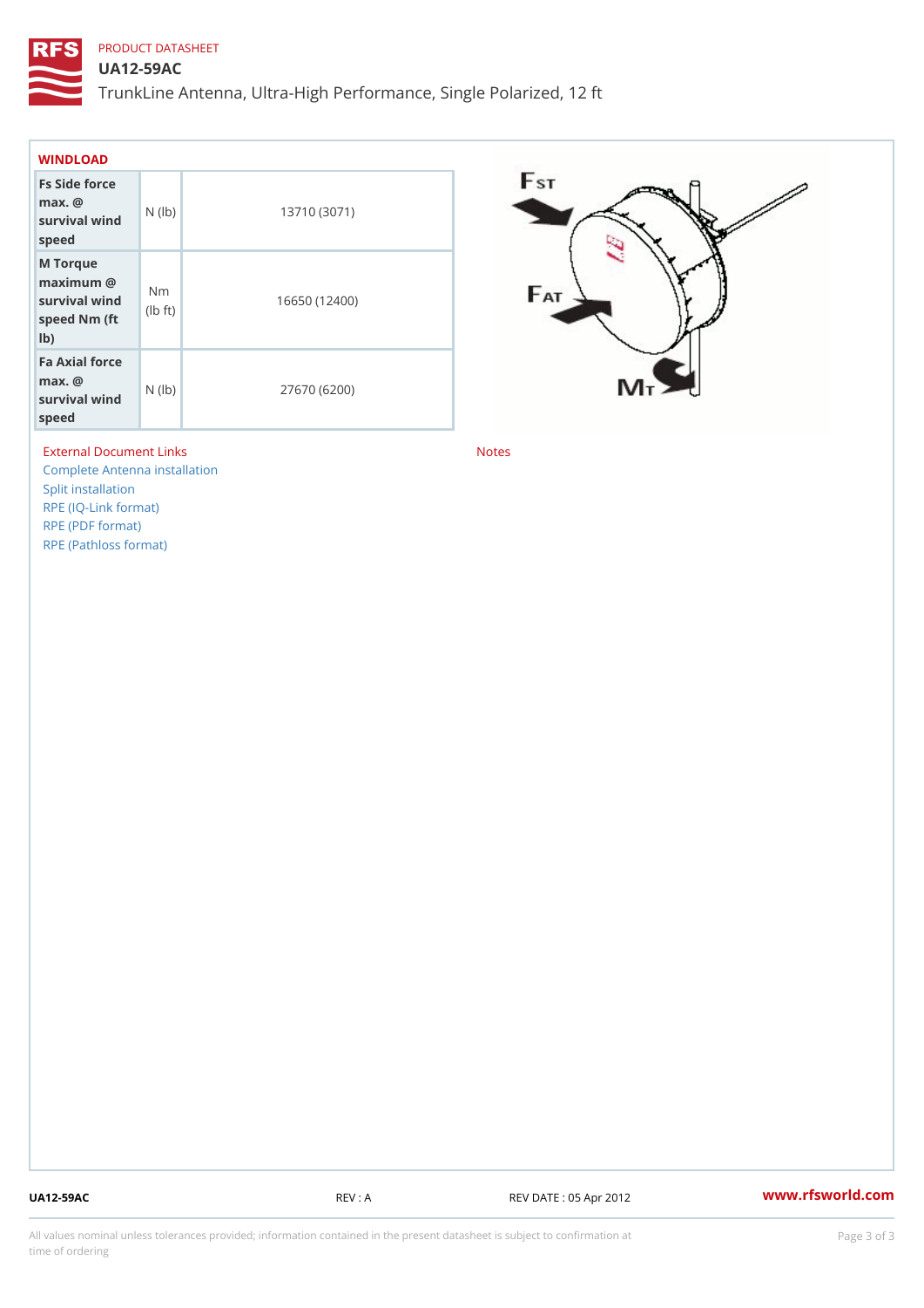PRODUCT DATASHEET

# UA12-59AC

TrunkLine Antenna, Ultra-High Performance, Single Polarized, 12 ft

## WINDLOAD

| | | |
|---|---|---|
| Fs Side force max. @ survival wind speed | N (lb) | 13710 (3071) |
| M Torque maximum @ survival wind speed Nm (ft lb) | Nm (lb ft) | 16650 (12400) |
| Fa Axial force max. @ survival wind speed | N (lb) | 27670 (6200) |

FST

FAT

MT

External Document Links

Complete Antenna installation

Split installation

RPE (IQ-Link format)

RPE (PDF format)

RPE (Pathloss format)

Notes

UA12-59AC REV : A REV DATE : 05 Apr 2012 www.rfsworld.com

All values nominal unless tolerances provided; information contained in the present datasheet is subject to confirmation at time of ordering